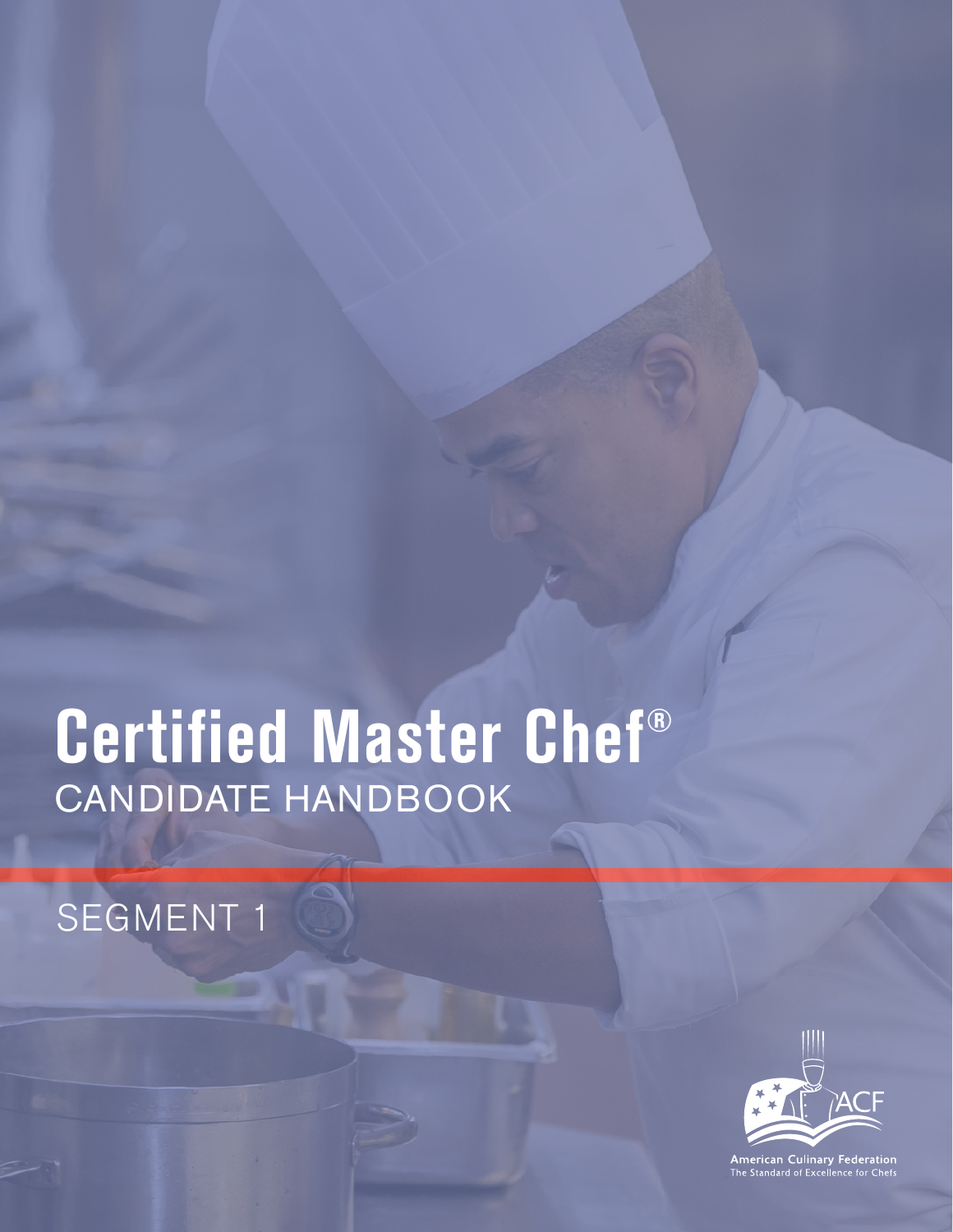# Certified Master Chef®

## CANDIDATE HANDBOOK

SEGMENT 1

American Culinary Federation
The Standard of Excellence for Chefs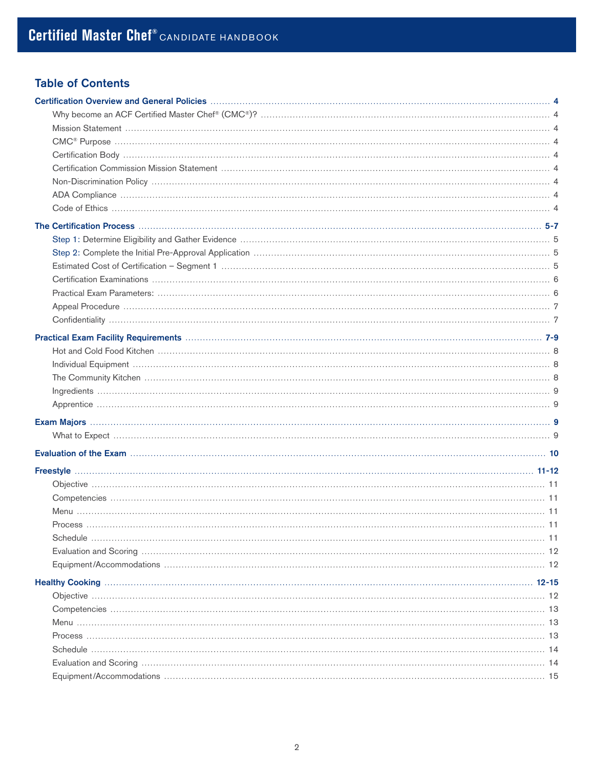## Table of Contents

**Certification Overview and General Policies** ..... 4
- Why become an ACF Certified Master Chef® (CMC®)? ..... 4
- Mission Statement ..... 4
- CMC® Purpose ..... 4
- Certification Body ..... 4
- Certification Commission Mission Statement ..... 4
- Non-Discrimination Policy ..... 4
- ADA Compliance ..... 4
- Code of Ethics ..... 4

**The Certification Process** ..... 5-7
- Step 1: Determine Eligibility and Gather Evidence ..... 5
- Step 2: Complete the Initial Pre-Approval Application ..... 5
- Estimated Cost of Certification – Segment 1 ..... 5
- Certification Examinations ..... 6
- Practical Exam Parameters: ..... 6
- Appeal Procedure ..... 7
- Confidentiality ..... 7

**Practical Exam Facility Requirements** ..... 7-9
- Hot and Cold Food Kitchen ..... 8
- Individual Equipment ..... 8
- The Community Kitchen ..... 8
- Ingredients ..... 9
- Apprentice ..... 9

**Exam Majors** ..... 9
- What to Expect ..... 9

**Evaluation of the Exam** ..... 10

**Freestyle** ..... 11-12
- Objective ..... 11
- Competencies ..... 11
- Menu ..... 11
- Process ..... 11
- Schedule ..... 11
- Evaluation and Scoring ..... 12
- Equipment/Accommodations ..... 12

**Healthy Cooking** ..... 12-15
- Objective ..... 12
- Competencies ..... 13
- Menu ..... 13
- Process ..... 13
- Schedule ..... 14
- Evaluation and Scoring ..... 14
- Equipment/Accommodations ..... 15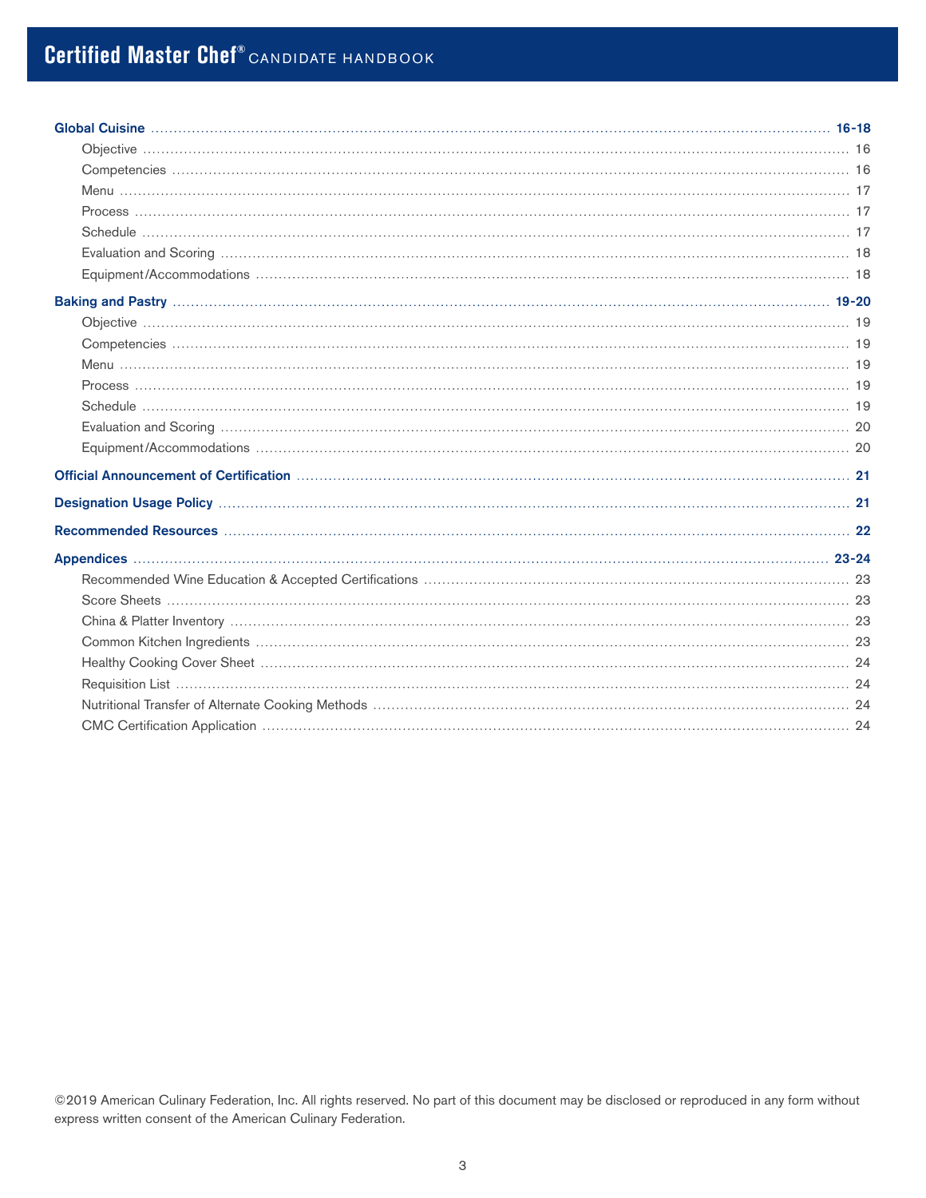**Global Cuisine** ........ **16-18**
- Objective ........ 16
- Competencies ........ 16
- Menu ........ 17
- Process ........ 17
- Schedule ........ 17
- Evaluation and Scoring ........ 18
- Equipment/Accommodations ........ 18

**Baking and Pastry** ........ **19-20**
- Objective ........ 19
- Competencies ........ 19
- Menu ........ 19
- Process ........ 19
- Schedule ........ 19
- Evaluation and Scoring ........ 20
- Equipment/Accommodations ........ 20

**Official Announcement of Certification** ........ **21**

**Designation Usage Policy** ........ **21**

**Recommended Resources** ........ **22**

**Appendices** ........ **23-24**
- Recommended Wine Education & Accepted Certifications ........ 23
- Score Sheets ........ 23
- China & Platter Inventory ........ 23
- Common Kitchen Ingredients ........ 23
- Healthy Cooking Cover Sheet ........ 24
- Requisition List ........ 24
- Nutritional Transfer of Alternate Cooking Methods ........ 24
- CMC Certification Application ........ 24

©2019 American Culinary Federation, Inc. All rights reserved. No part of this document may be disclosed or reproduced in any form without express written consent of the American Culinary Federation.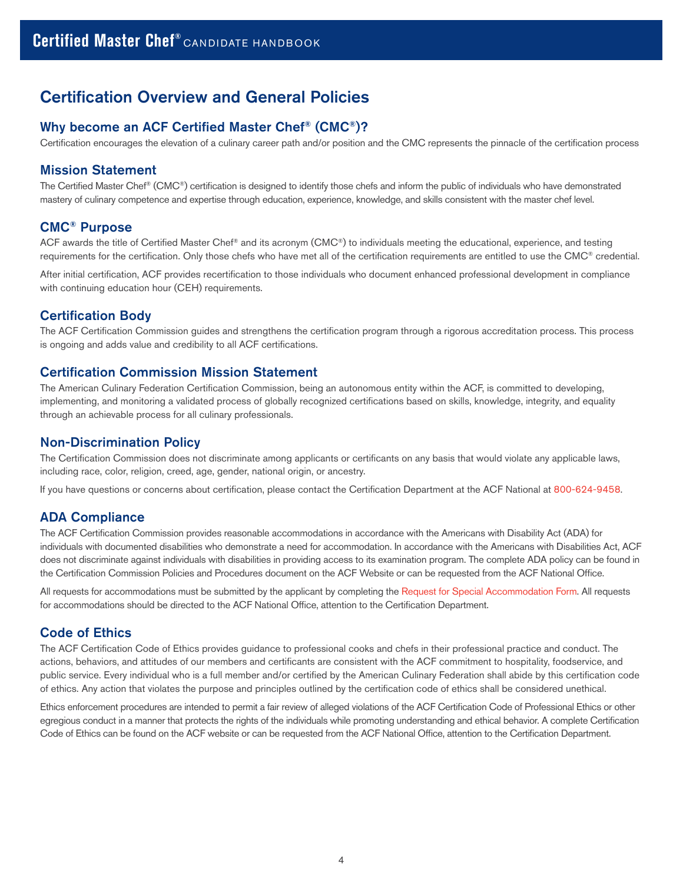# Certification Overview and General Policies

## Why become an ACF Certified Master Chef® (CMC®)?

Certification encourages the elevation of a culinary career path and/or position and the CMC represents the pinnacle of the certification process

## Mission Statement

The Certified Master Chef® (CMC®) certification is designed to identify those chefs and inform the public of individuals who have demonstrated mastery of culinary competence and expertise through education, experience, knowledge, and skills consistent with the master chef level.

## CMC® Purpose

ACF awards the title of Certified Master Chef® and its acronym (CMC®) to individuals meeting the educational, experience, and testing requirements for the certification. Only those chefs who have met all of the certification requirements are entitled to use the CMC® credential.

After initial certification, ACF provides recertification to those individuals who document enhanced professional development in compliance with continuing education hour (CEH) requirements.

## Certification Body

The ACF Certification Commission guides and strengthens the certification program through a rigorous accreditation process. This process is ongoing and adds value and credibility to all ACF certifications.

## Certification Commission Mission Statement

The American Culinary Federation Certification Commission, being an autonomous entity within the ACF, is committed to developing, implementing, and monitoring a validated process of globally recognized certifications based on skills, knowledge, integrity, and equality through an achievable process for all culinary professionals.

## Non-Discrimination Policy

The Certification Commission does not discriminate among applicants or certificants on any basis that would violate any applicable laws, including race, color, religion, creed, age, gender, national origin, or ancestry.

If you have questions or concerns about certification, please contact the Certification Department at the ACF National at 800-624-9458.

## ADA Compliance

The ACF Certification Commission provides reasonable accommodations in accordance with the Americans with Disability Act (ADA) for individuals with documented disabilities who demonstrate a need for accommodation. In accordance with the Americans with Disabilities Act, ACF does not discriminate against individuals with disabilities in providing access to its examination program. The complete ADA policy can be found in the Certification Commission Policies and Procedures document on the ACF Website or can be requested from the ACF National Office.

All requests for accommodations must be submitted by the applicant by completing the Request for Special Accommodation Form. All requests for accommodations should be directed to the ACF National Office, attention to the Certification Department.

## Code of Ethics

The ACF Certification Code of Ethics provides guidance to professional cooks and chefs in their professional practice and conduct. The actions, behaviors, and attitudes of our members and certificants are consistent with the ACF commitment to hospitality, foodservice, and public service. Every individual who is a full member and/or certified by the American Culinary Federation shall abide by this certification code of ethics. Any action that violates the purpose and principles outlined by the certification code of ethics shall be considered unethical.

Ethics enforcement procedures are intended to permit a fair review of alleged violations of the ACF Certification Code of Professional Ethics or other egregious conduct in a manner that protects the rights of the individuals while promoting understanding and ethical behavior. A complete Certification Code of Ethics can be found on the ACF website or can be requested from the ACF National Office, attention to the Certification Department.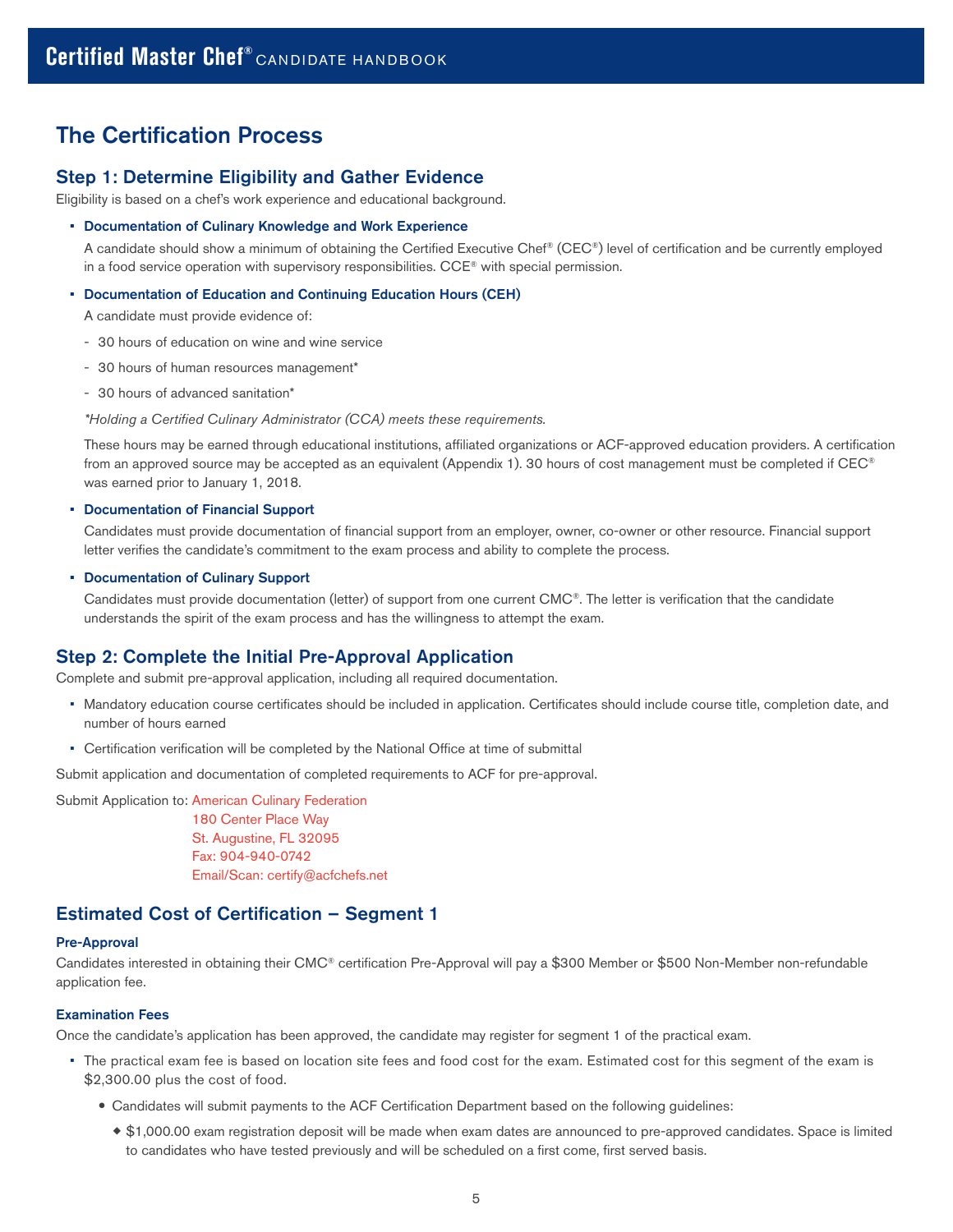# The Certification Process

## Step 1: Determine Eligibility and Gather Evidence

Eligibility is based on a chef's work experience and educational background.

- **Documentation of Culinary Knowledge and Work Experience**

  A candidate should show a minimum of obtaining the Certified Executive Chef® (CEC®) level of certification and be currently employed in a food service operation with supervisory responsibilities. CCE® with special permission.

- **Documentation of Education and Continuing Education Hours (CEH)**

  A candidate must provide evidence of:

  - 30 hours of education on wine and wine service
  - 30 hours of human resources management*
  - 30 hours of advanced sanitation*

  *\*Holding a Certified Culinary Administrator (CCA) meets these requirements.*

  These hours may be earned through educational institutions, affiliated organizations or ACF-approved education providers. A certification from an approved source may be accepted as an equivalent (Appendix 1). 30 hours of cost management must be completed if CEC® was earned prior to January 1, 2018.

- **Documentation of Financial Support**

  Candidates must provide documentation of financial support from an employer, owner, co-owner or other resource. Financial support letter verifies the candidate's commitment to the exam process and ability to complete the process.

- **Documentation of Culinary Support**

  Candidates must provide documentation (letter) of support from one current CMC®. The letter is verification that the candidate understands the spirit of the exam process and has the willingness to attempt the exam.

## Step 2: Complete the Initial Pre-Approval Application

Complete and submit pre-approval application, including all required documentation.

- Mandatory education course certificates should be included in application. Certificates should include course title, completion date, and number of hours earned
- Certification verification will be completed by the National Office at time of submittal

Submit application and documentation of completed requirements to ACF for pre-approval.

Submit Application to: American Culinary Federation
180 Center Place Way
St. Augustine, FL 32095
Fax: 904-940-0742
Email/Scan: certify@acfchefs.net

## Estimated Cost of Certification – Segment 1

### Pre-Approval

Candidates interested in obtaining their CMC® certification Pre-Approval will pay a $300 Member or $500 Non-Member non-refundable application fee.

### Examination Fees

Once the candidate's application has been approved, the candidate may register for segment 1 of the practical exam.

- The practical exam fee is based on location site fees and food cost for the exam. Estimated cost for this segment of the exam is $2,300.00 plus the cost of food.
  - Candidates will submit payments to the ACF Certification Department based on the following guidelines:
    - $1,000.00 exam registration deposit will be made when exam dates are announced to pre-approved candidates. Space is limited to candidates who have tested previously and will be scheduled on a first come, first served basis.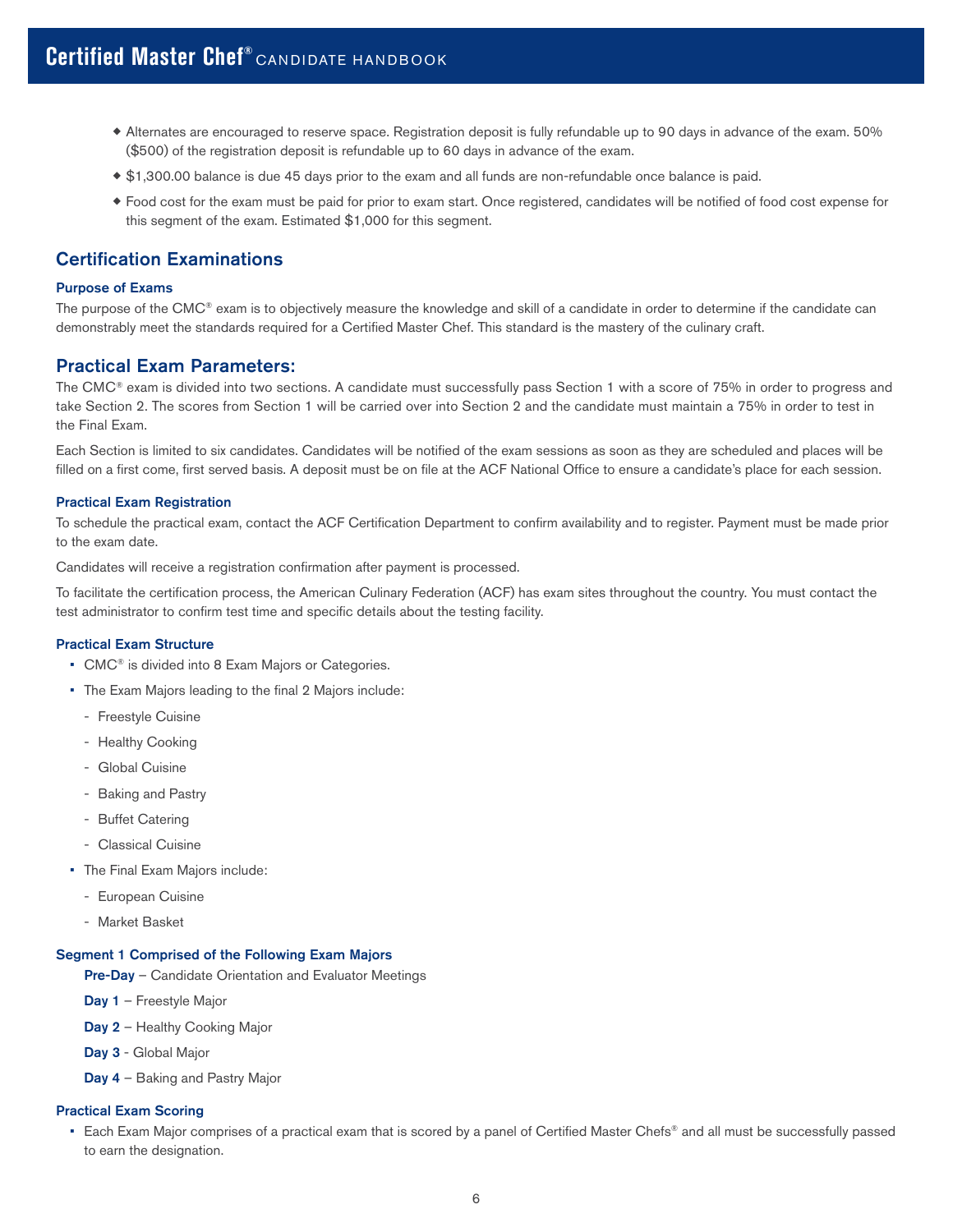- Alternates are encouraged to reserve space. Registration deposit is fully refundable up to 90 days in advance of the exam. 50% ($500) of the registration deposit is refundable up to 60 days in advance of the exam.
- $1,300.00 balance is due 45 days prior to the exam and all funds are non-refundable once balance is paid.
- Food cost for the exam must be paid for prior to exam start. Once registered, candidates will be notified of food cost expense for this segment of the exam. Estimated $1,000 for this segment.

## Certification Examinations

### Purpose of Exams

The purpose of the CMC® exam is to objectively measure the knowledge and skill of a candidate in order to determine if the candidate can demonstrably meet the standards required for a Certified Master Chef. This standard is the mastery of the culinary craft.

## Practical Exam Parameters:

The CMC® exam is divided into two sections. A candidate must successfully pass Section 1 with a score of 75% in order to progress and take Section 2. The scores from Section 1 will be carried over into Section 2 and the candidate must maintain a 75% in order to test in the Final Exam.

Each Section is limited to six candidates. Candidates will be notified of the exam sessions as soon as they are scheduled and places will be filled on a first come, first served basis. A deposit must be on file at the ACF National Office to ensure a candidate's place for each session.

### Practical Exam Registration

To schedule the practical exam, contact the ACF Certification Department to confirm availability and to register. Payment must be made prior to the exam date.

Candidates will receive a registration confirmation after payment is processed.

To facilitate the certification process, the American Culinary Federation (ACF) has exam sites throughout the country. You must contact the test administrator to confirm test time and specific details about the testing facility.

### Practical Exam Structure

- CMC® is divided into 8 Exam Majors or Categories.
- The Exam Majors leading to the final 2 Majors include:
  - Freestyle Cuisine
  - Healthy Cooking
  - Global Cuisine
  - Baking and Pastry
  - Buffet Catering
  - Classical Cuisine
- The Final Exam Majors include:
  - European Cuisine
  - Market Basket

### Segment 1 Comprised of the Following Exam Majors

**Pre-Day** – Candidate Orientation and Evaluator Meetings

**Day 1** – Freestyle Major

**Day 2** – Healthy Cooking Major

**Day 3** - Global Major

**Day 4** – Baking and Pastry Major

### Practical Exam Scoring

- Each Exam Major comprises of a practical exam that is scored by a panel of Certified Master Chefs® and all must be successfully passed to earn the designation.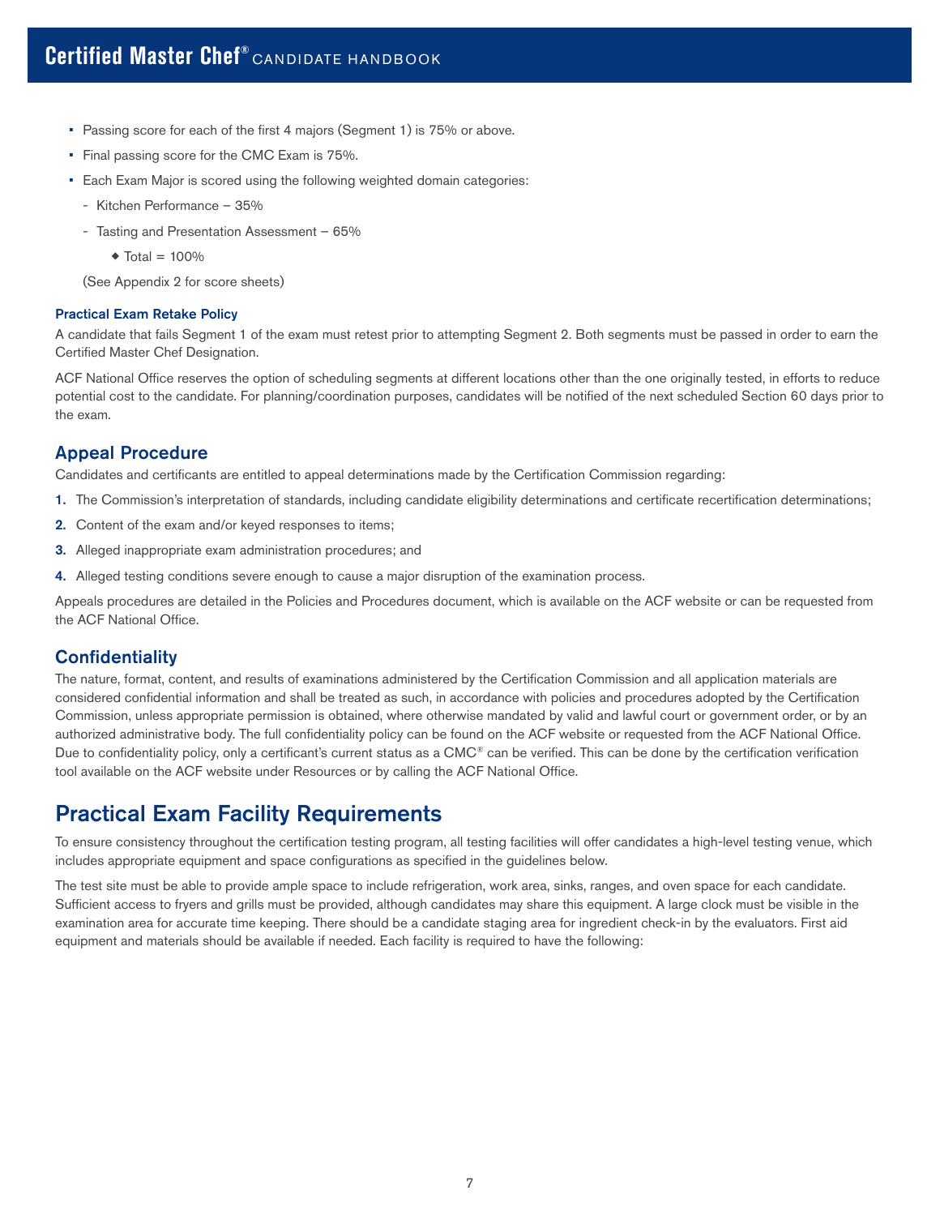- Passing score for each of the first 4 majors (Segment 1) is 75% or above.
- Final passing score for the CMC Exam is 75%.
- Each Exam Major is scored using the following weighted domain categories:
  - Kitchen Performance – 35%
  - Tasting and Presentation Assessment – 65%
    - Total = 100%

  (See Appendix 2 for score sheets)

### Practical Exam Retake Policy

A candidate that fails Segment 1 of the exam must retest prior to attempting Segment 2. Both segments must be passed in order to earn the Certified Master Chef Designation.

ACF National Office reserves the option of scheduling segments at different locations other than the one originally tested, in efforts to reduce potential cost to the candidate. For planning/coordination purposes, candidates will be notified of the next scheduled Section 60 days prior to the exam.

## Appeal Procedure

Candidates and certificants are entitled to appeal determinations made by the Certification Commission regarding:

1. The Commission's interpretation of standards, including candidate eligibility determinations and certificate recertification determinations;
2. Content of the exam and/or keyed responses to items;
3. Alleged inappropriate exam administration procedures; and
4. Alleged testing conditions severe enough to cause a major disruption of the examination process.

Appeals procedures are detailed in the Policies and Procedures document, which is available on the ACF website or can be requested from the ACF National Office.

## Confidentiality

The nature, format, content, and results of examinations administered by the Certification Commission and all application materials are considered confidential information and shall be treated as such, in accordance with policies and procedures adopted by the Certification Commission, unless appropriate permission is obtained, where otherwise mandated by valid and lawful court or government order, or by an authorized administrative body. The full confidentiality policy can be found on the ACF website or requested from the ACF National Office. Due to confidentiality policy, only a certificant's current status as a CMC® can be verified. This can be done by the certification verification tool available on the ACF website under Resources or by calling the ACF National Office.

# Practical Exam Facility Requirements

To ensure consistency throughout the certification testing program, all testing facilities will offer candidates a high-level testing venue, which includes appropriate equipment and space configurations as specified in the guidelines below.

The test site must be able to provide ample space to include refrigeration, work area, sinks, ranges, and oven space for each candidate. Sufficient access to fryers and grills must be provided, although candidates may share this equipment. A large clock must be visible in the examination area for accurate time keeping. There should be a candidate staging area for ingredient check-in by the evaluators. First aid equipment and materials should be available if needed. Each facility is required to have the following: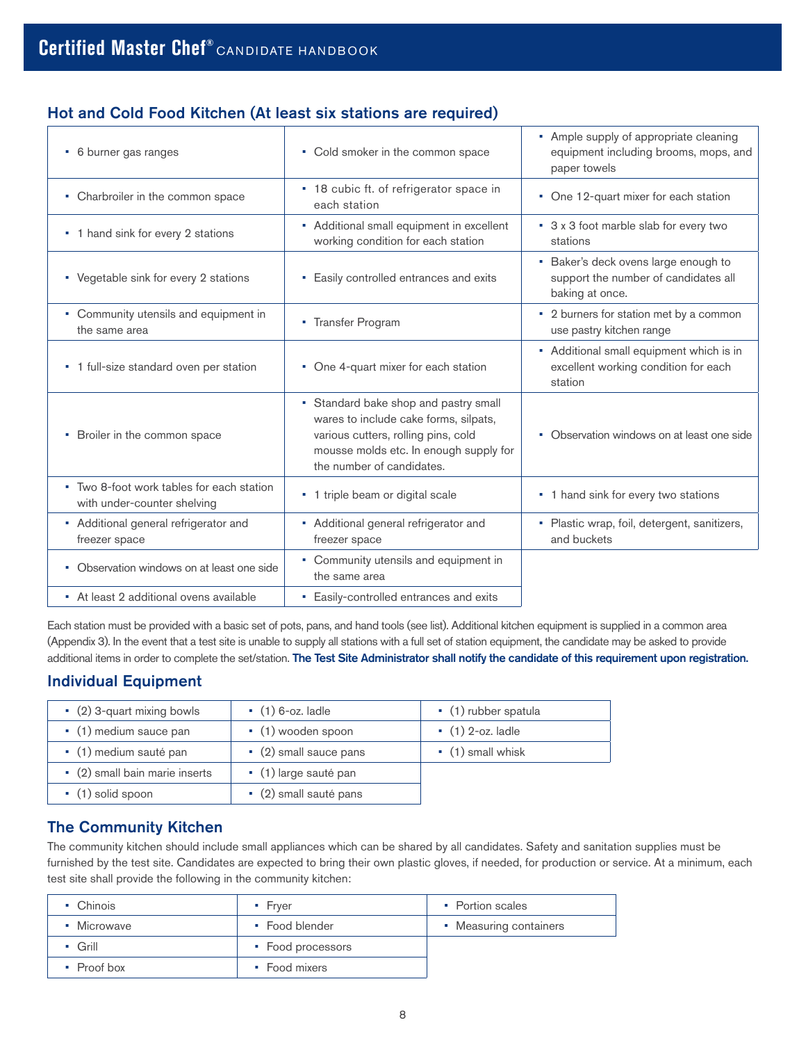## Hot and Cold Food Kitchen (At least six stations are required)

| | | |
|---|---|---|
| ▪ 6 burner gas ranges | ▪ Cold smoker in the common space | ▪ Ample supply of appropriate cleaning equipment including brooms, mops, and paper towels |
| ▪ Charbroiler in the common space | ▪ 18 cubic ft. of refrigerator space in each station | ▪ One 12-quart mixer for each station |
| ▪ 1 hand sink for every 2 stations | ▪ Additional small equipment in excellent working condition for each station | ▪ 3 x 3 foot marble slab for every two stations |
| ▪ Vegetable sink for every 2 stations | ▪ Easily controlled entrances and exits | ▪ Baker's deck ovens large enough to support the number of candidates all baking at once. |
| ▪ Community utensils and equipment in the same area | ▪ Transfer Program | ▪ 2 burners for station met by a common use pastry kitchen range |
| ▪ 1 full-size standard oven per station | ▪ One 4-quart mixer for each station | ▪ Additional small equipment which is in excellent working condition for each station |
| ▪ Broiler in the common space | ▪ Standard bake shop and pastry small wares to include cake forms, silpats, various cutters, rolling pins, cold mousse molds etc. In enough supply for the number of candidates. | ▪ Observation windows on at least one side |
| ▪ Two 8-foot work tables for each station with under-counter shelving | ▪ 1 triple beam or digital scale | ▪ 1 hand sink for every two stations |
| ▪ Additional general refrigerator and freezer space | ▪ Additional general refrigerator and freezer space | ▪ Plastic wrap, foil, detergent, sanitizers, and buckets |
| ▪ Observation windows on at least one side | ▪ Community utensils and equipment in the same area | |
| ▪ At least 2 additional ovens available | ▪ Easily-controlled entrances and exits | |

Each station must be provided with a basic set of pots, pans, and hand tools (see list). Additional kitchen equipment is supplied in a common area (Appendix 3). In the event that a test site is unable to supply all stations with a full set of station equipment, the candidate may be asked to provide additional items in order to complete the set/station. **The Test Site Administrator shall notify the candidate of this requirement upon registration.**

## Individual Equipment

| | | |
|---|---|---|
| ▪ (2) 3-quart mixing bowls | ▪ (1) 6-oz. ladle | ▪ (1) rubber spatula |
| ▪ (1) medium sauce pan | ▪ (1) wooden spoon | ▪ (1) 2-oz. ladle |
| ▪ (1) medium sauté pan | ▪ (2) small sauce pans | ▪ (1) small whisk |
| ▪ (2) small bain marie inserts | ▪ (1) large sauté pan | |
| ▪ (1) solid spoon | ▪ (2) small sauté pans | |

## The Community Kitchen

The community kitchen should include small appliances which can be shared by all candidates. Safety and sanitation supplies must be furnished by the test site. Candidates are expected to bring their own plastic gloves, if needed, for production or service. At a minimum, each test site shall provide the following in the community kitchen:

| | | |
|---|---|---|
| ▪ Chinois | ▪ Fryer | ▪ Portion scales |
| ▪ Microwave | ▪ Food blender | ▪ Measuring containers |
| ▪ Grill | ▪ Food processors | |
| ▪ Proof box | ▪ Food mixers | |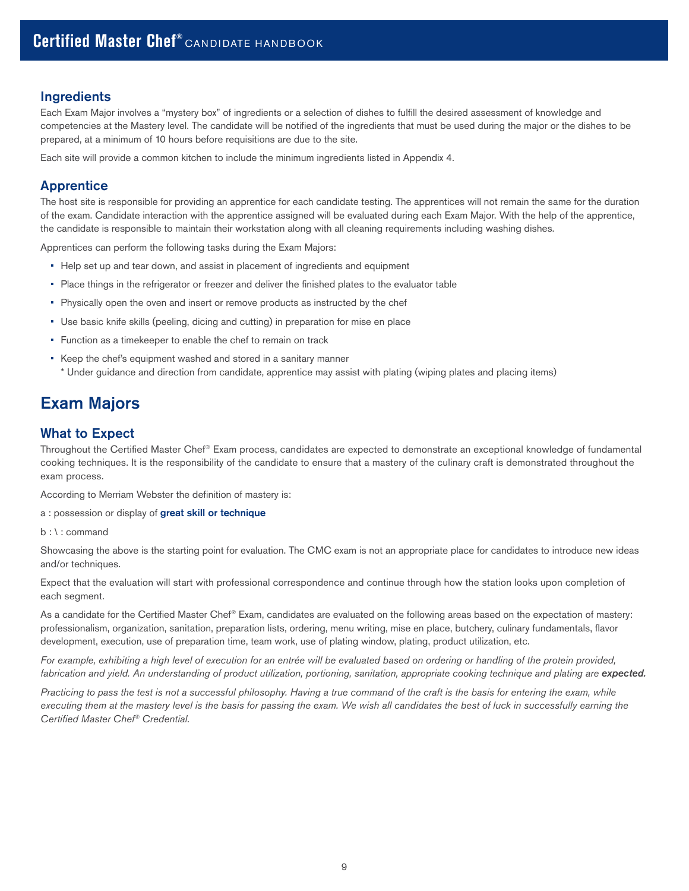## Ingredients

Each Exam Major involves a "mystery box" of ingredients or a selection of dishes to fulfill the desired assessment of knowledge and competencies at the Mastery level. The candidate will be notified of the ingredients that must be used during the major or the dishes to be prepared, at a minimum of 10 hours before requisitions are due to the site.

Each site will provide a common kitchen to include the minimum ingredients listed in Appendix 4.

## Apprentice

The host site is responsible for providing an apprentice for each candidate testing. The apprentices will not remain the same for the duration of the exam. Candidate interaction with the apprentice assigned will be evaluated during each Exam Major. With the help of the apprentice, the candidate is responsible to maintain their workstation along with all cleaning requirements including washing dishes.

Apprentices can perform the following tasks during the Exam Majors:

- Help set up and tear down, and assist in placement of ingredients and equipment
- Place things in the refrigerator or freezer and deliver the finished plates to the evaluator table
- Physically open the oven and insert or remove products as instructed by the chef
- Use basic knife skills (peeling, dicing and cutting) in preparation for mise en place
- Function as a timekeeper to enable the chef to remain on track
- Keep the chef's equipment washed and stored in a sanitary manner
  \* Under guidance and direction from candidate, apprentice may assist with plating (wiping plates and placing items)

# Exam Majors

## What to Expect

Throughout the Certified Master Chef® Exam process, candidates are expected to demonstrate an exceptional knowledge of fundamental cooking techniques. It is the responsibility of the candidate to ensure that a mastery of the culinary craft is demonstrated throughout the exam process.

According to Merriam Webster the definition of mastery is:

a : possession or display of **great skill or technique**

b : \ : command

Showcasing the above is the starting point for evaluation. The CMC exam is not an appropriate place for candidates to introduce new ideas and/or techniques.

Expect that the evaluation will start with professional correspondence and continue through how the station looks upon completion of each segment.

As a candidate for the Certified Master Chef® Exam, candidates are evaluated on the following areas based on the expectation of mastery: professionalism, organization, sanitation, preparation lists, ordering, menu writing, mise en place, butchery, culinary fundamentals, flavor development, execution, use of preparation time, team work, use of plating window, plating, product utilization, etc.

*For example, exhibiting a high level of execution for an entrée will be evaluated based on ordering or handling of the protein provided, fabrication and yield. An understanding of product utilization, portioning, sanitation, appropriate cooking technique and plating are **expected.***

*Practicing to pass the test is not a successful philosophy. Having a true command of the craft is the basis for entering the exam, while executing them at the mastery level is the basis for passing the exam. We wish all candidates the best of luck in successfully earning the Certified Master Chef® Credential.*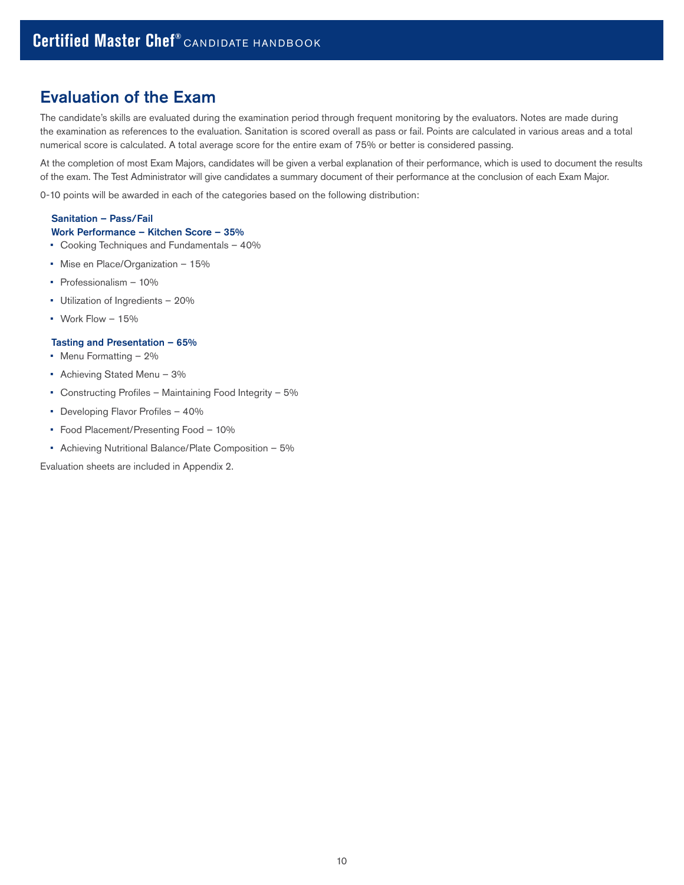## Evaluation of the Exam

The candidate's skills are evaluated during the examination period through frequent monitoring by the evaluators. Notes are made during the examination as references to the evaluation. Sanitation is scored overall as pass or fail. Points are calculated in various areas and a total numerical score is calculated. A total average score for the entire exam of 75% or better is considered passing.

At the completion of most Exam Majors, candidates will be given a verbal explanation of their performance, which is used to document the results of the exam. The Test Administrator will give candidates a summary document of their performance at the conclusion of each Exam Major.

0-10 points will be awarded in each of the categories based on the following distribution:

**Sanitation – Pass/Fail**

**Work Performance – Kitchen Score – 35%**

- Cooking Techniques and Fundamentals – 40%
- Mise en Place/Organization – 15%
- Professionalism – 10%
- Utilization of Ingredients – 20%
- Work Flow – 15%

**Tasting and Presentation – 65%**

- Menu Formatting – 2%
- Achieving Stated Menu – 3%
- Constructing Profiles – Maintaining Food Integrity – 5%
- Developing Flavor Profiles – 40%
- Food Placement/Presenting Food – 10%
- Achieving Nutritional Balance/Plate Composition – 5%

Evaluation sheets are included in Appendix 2.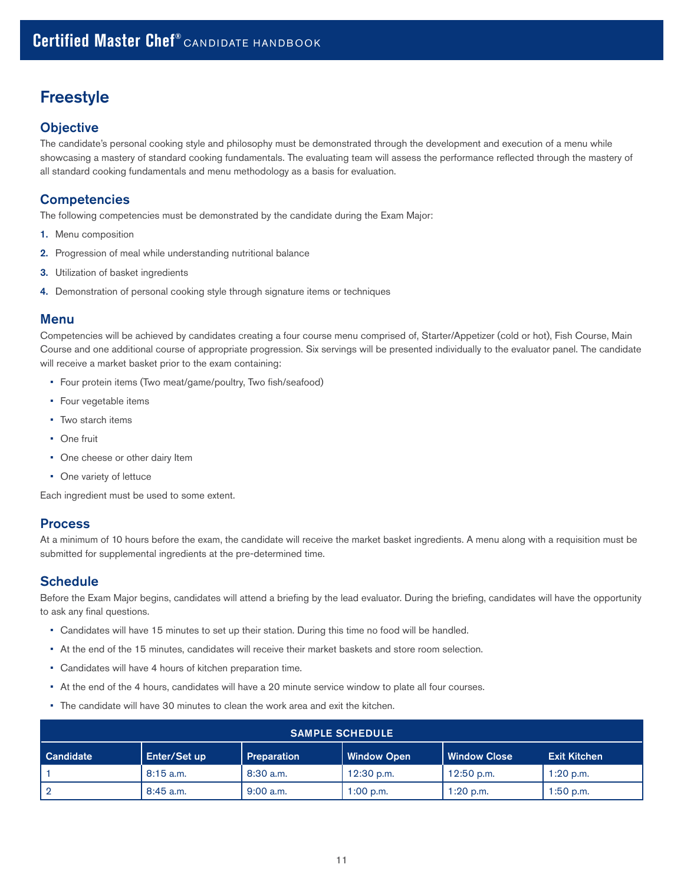# Freestyle

## Objective

The candidate's personal cooking style and philosophy must be demonstrated through the development and execution of a menu while showcasing a mastery of standard cooking fundamentals. The evaluating team will assess the performance reflected through the mastery of all standard cooking fundamentals and menu methodology as a basis for evaluation.

## Competencies

The following competencies must be demonstrated by the candidate during the Exam Major:

1. Menu composition
2. Progression of meal while understanding nutritional balance
3. Utilization of basket ingredients
4. Demonstration of personal cooking style through signature items or techniques

## Menu

Competencies will be achieved by candidates creating a four course menu comprised of, Starter/Appetizer (cold or hot), Fish Course, Main Course and one additional course of appropriate progression. Six servings will be presented individually to the evaluator panel. The candidate will receive a market basket prior to the exam containing:

- Four protein items (Two meat/game/poultry, Two fish/seafood)
- Four vegetable items
- Two starch items
- One fruit
- One cheese or other dairy Item
- One variety of lettuce

Each ingredient must be used to some extent.

## Process

At a minimum of 10 hours before the exam, the candidate will receive the market basket ingredients. A menu along with a requisition must be submitted for supplemental ingredients at the pre-determined time.

## Schedule

Before the Exam Major begins, candidates will attend a briefing by the lead evaluator. During the briefing, candidates will have the opportunity to ask any final questions.

- Candidates will have 15 minutes to set up their station. During this time no food will be handled.
- At the end of the 15 minutes, candidates will receive their market baskets and store room selection.
- Candidates will have 4 hours of kitchen preparation time.
- At the end of the 4 hours, candidates will have a 20 minute service window to plate all four courses.
- The candidate will have 30 minutes to clean the work area and exit the kitchen.

**SAMPLE SCHEDULE**

| Candidate | Enter/Set up | Preparation | Window Open | Window Close | Exit Kitchen |
|---|---|---|---|---|---|
| 1 | 8:15 a.m. | 8:30 a.m. | 12:30 p.m. | 12:50 p.m. | 1:20 p.m. |
| 2 | 8:45 a.m. | 9:00 a.m. | 1:00 p.m. | 1:20 p.m. | 1:50 p.m. |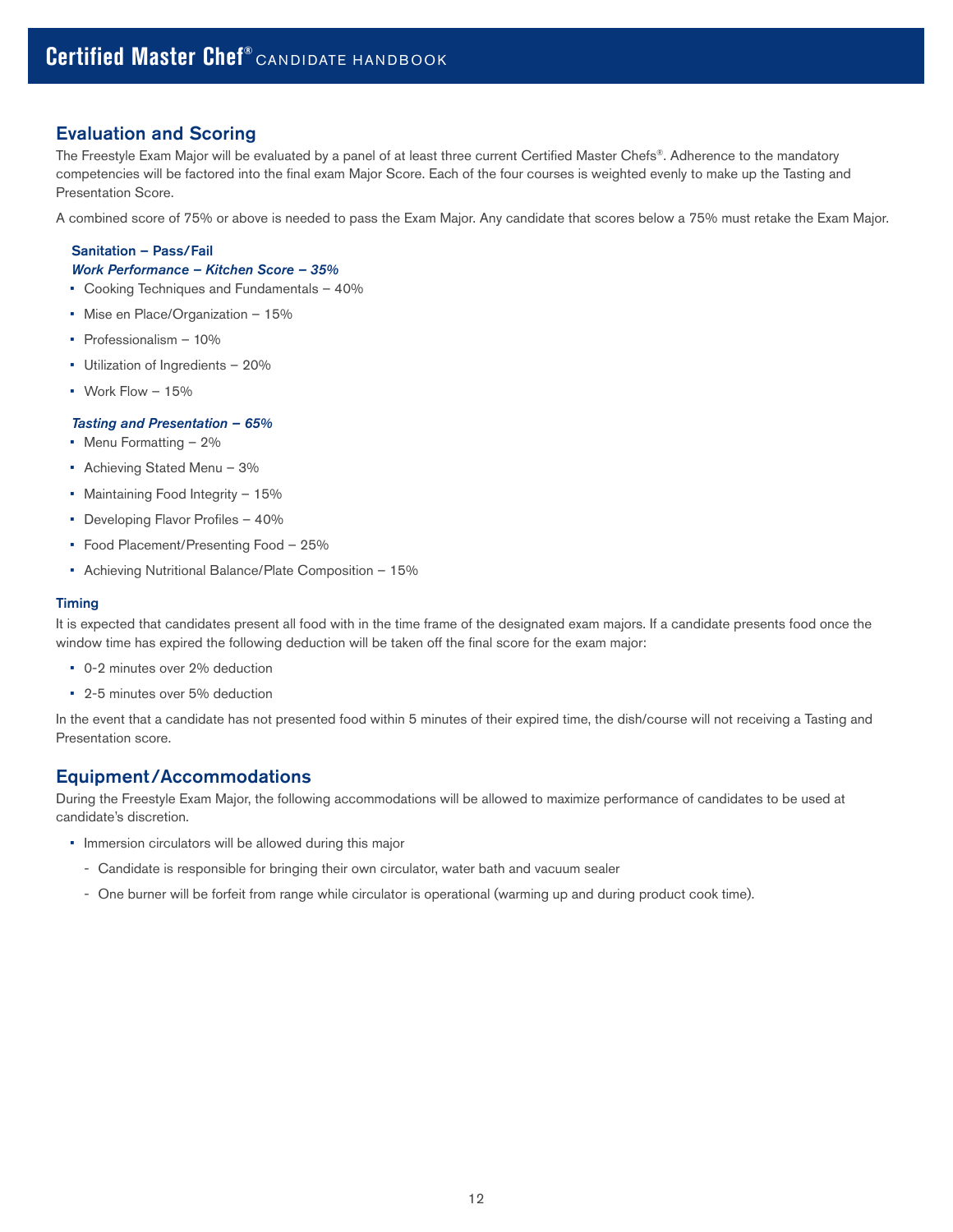## Evaluation and Scoring

The Freestyle Exam Major will be evaluated by a panel of at least three current Certified Master Chefs®. Adherence to the mandatory competencies will be factored into the final exam Major Score. Each of the four courses is weighted evenly to make up the Tasting and Presentation Score.

A combined score of 75% or above is needed to pass the Exam Major. Any candidate that scores below a 75% must retake the Exam Major.

#### Sanitation – Pass/Fail

***Work Performance – Kitchen Score – 35%***

- Cooking Techniques and Fundamentals – 40%
- Mise en Place/Organization – 15%
- Professionalism – 10%
- Utilization of Ingredients – 20%
- Work Flow – 15%

***Tasting and Presentation – 65%***

- Menu Formatting – 2%
- Achieving Stated Menu – 3%
- Maintaining Food Integrity – 15%
- Developing Flavor Profiles – 40%
- Food Placement/Presenting Food – 25%
- Achieving Nutritional Balance/Plate Composition – 15%

#### Timing

It is expected that candidates present all food with in the time frame of the designated exam majors. If a candidate presents food once the window time has expired the following deduction will be taken off the final score for the exam major:

- 0-2 minutes over 2% deduction
- 2-5 minutes over 5% deduction

In the event that a candidate has not presented food within 5 minutes of their expired time, the dish/course will not receiving a Tasting and Presentation score.

## Equipment/Accommodations

During the Freestyle Exam Major, the following accommodations will be allowed to maximize performance of candidates to be used at candidate's discretion.

- Immersion circulators will be allowed during this major
  - Candidate is responsible for bringing their own circulator, water bath and vacuum sealer
  - One burner will be forfeit from range while circulator is operational (warming up and during product cook time).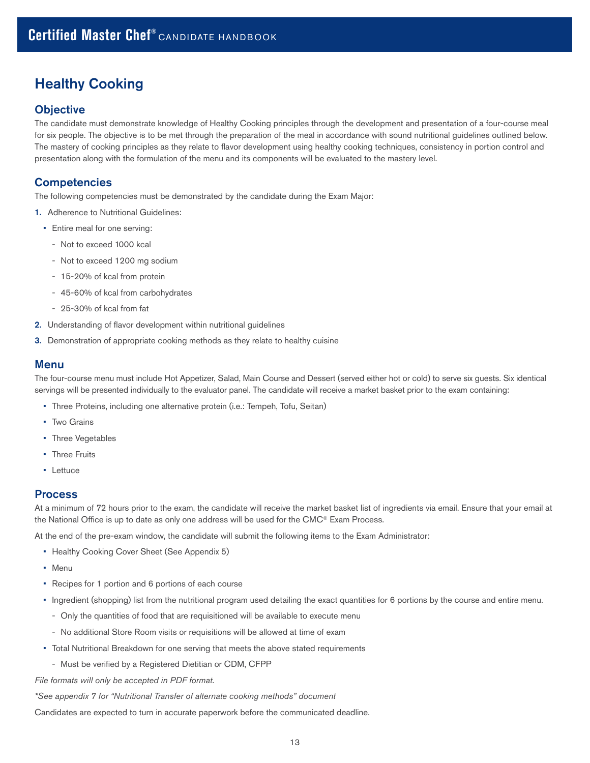# Healthy Cooking

## Objective

The candidate must demonstrate knowledge of Healthy Cooking principles through the development and presentation of a four-course meal for six people. The objective is to be met through the preparation of the meal in accordance with sound nutritional guidelines outlined below. The mastery of cooking principles as they relate to flavor development using healthy cooking techniques, consistency in portion control and presentation along with the formulation of the menu and its components will be evaluated to the mastery level.

## Competencies

The following competencies must be demonstrated by the candidate during the Exam Major:

1. Adherence to Nutritional Guidelines:
   - Entire meal for one serving:
     - Not to exceed 1000 kcal
     - Not to exceed 1200 mg sodium
     - 15-20% of kcal from protein
     - 45-60% of kcal from carbohydrates
     - 25-30% of kcal from fat
2. Understanding of flavor development within nutritional guidelines
3. Demonstration of appropriate cooking methods as they relate to healthy cuisine

## Menu

The four-course menu must include Hot Appetizer, Salad, Main Course and Dessert (served either hot or cold) to serve six guests. Six identical servings will be presented individually to the evaluator panel. The candidate will receive a market basket prior to the exam containing:

- Three Proteins, including one alternative protein (i.e.: Tempeh, Tofu, Seitan)
- Two Grains
- Three Vegetables
- Three Fruits
- Lettuce

## Process

At a minimum of 72 hours prior to the exam, the candidate will receive the market basket list of ingredients via email. Ensure that your email at the National Office is up to date as only one address will be used for the CMC® Exam Process.

At the end of the pre-exam window, the candidate will submit the following items to the Exam Administrator:

- Healthy Cooking Cover Sheet (See Appendix 5)
- Menu
- Recipes for 1 portion and 6 portions of each course
- Ingredient (shopping) list from the nutritional program used detailing the exact quantities for 6 portions by the course and entire menu.
  - Only the quantities of food that are requisitioned will be available to execute menu
  - No additional Store Room visits or requisitions will be allowed at time of exam
- Total Nutritional Breakdown for one serving that meets the above stated requirements
  - Must be verified by a Registered Dietitian or CDM, CFPP

*File formats will only be accepted in PDF format.*

*\*See appendix 7 for "Nutritional Transfer of alternate cooking methods" document*

Candidates are expected to turn in accurate paperwork before the communicated deadline.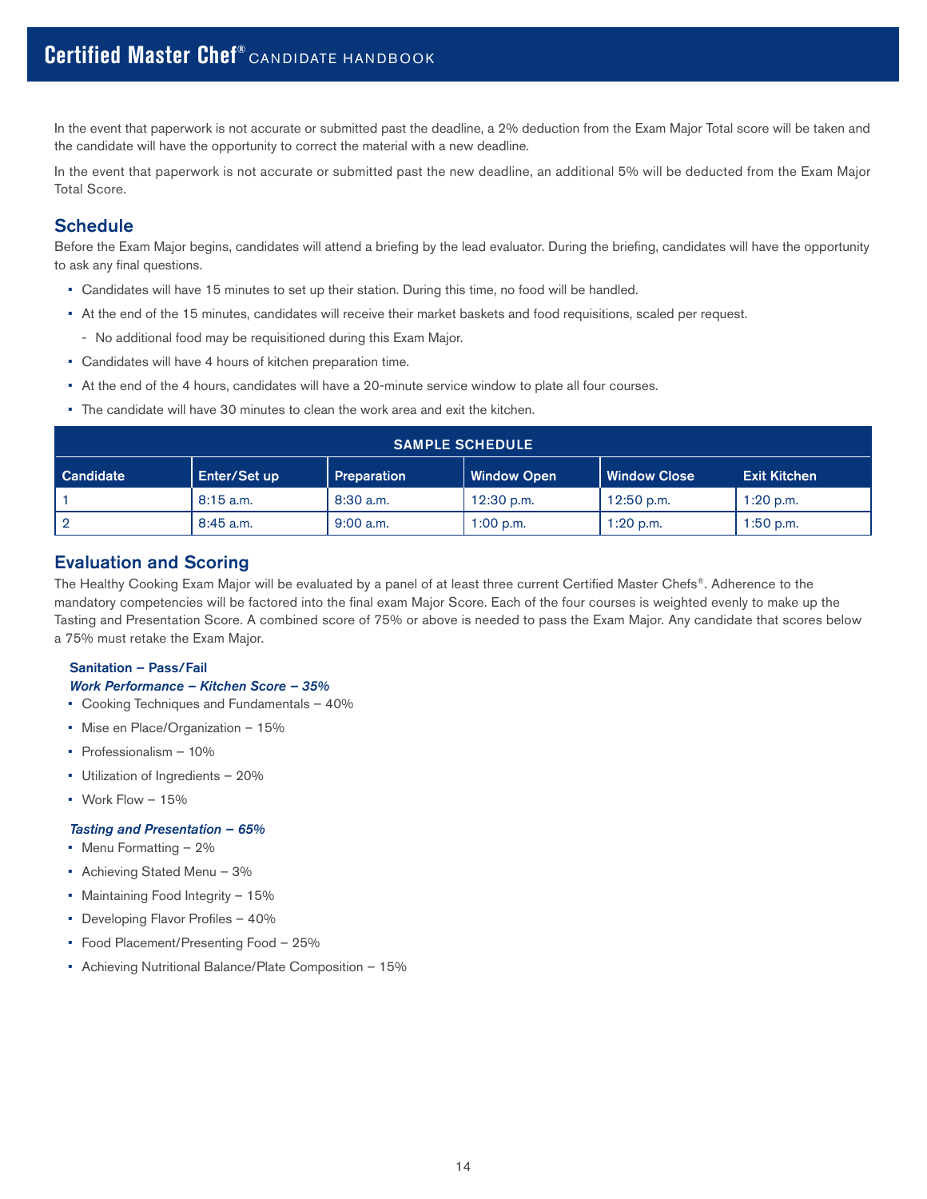In the event that paperwork is not accurate or submitted past the deadline, a 2% deduction from the Exam Major Total score will be taken and the candidate will have the opportunity to correct the material with a new deadline.

In the event that paperwork is not accurate or submitted past the new deadline, an additional 5% will be deducted from the Exam Major Total Score.

## Schedule

Before the Exam Major begins, candidates will attend a briefing by the lead evaluator. During the briefing, candidates will have the opportunity to ask any final questions.

- Candidates will have 15 minutes to set up their station. During this time, no food will be handled.
- At the end of the 15 minutes, candidates will receive their market baskets and food requisitions, scaled per request.
  - No additional food may be requisitioned during this Exam Major.
- Candidates will have 4 hours of kitchen preparation time.
- At the end of the 4 hours, candidates will have a 20-minute service window to plate all four courses.
- The candidate will have 30 minutes to clean the work area and exit the kitchen.

| SAMPLE SCHEDULE | | | | | |
|---|---|---|---|---|---|
| **Candidate** | **Enter/Set up** | **Preparation** | **Window Open** | **Window Close** | **Exit Kitchen** |
| 1 | 8:15 a.m. | 8:30 a.m. | 12:30 p.m. | 12:50 p.m. | 1:20 p.m. |
| 2 | 8:45 a.m. | 9:00 a.m. | 1:00 p.m. | 1:20 p.m. | 1:50 p.m. |

## Evaluation and Scoring

The Healthy Cooking Exam Major will be evaluated by a panel of at least three current Certified Master Chefs®. Adherence to the mandatory competencies will be factored into the final exam Major Score. Each of the four courses is weighted evenly to make up the Tasting and Presentation Score. A combined score of 75% or above is needed to pass the Exam Major. Any candidate that scores below a 75% must retake the Exam Major.

**Sanitation – Pass/Fail**

***Work Performance – Kitchen Score – 35%***

- Cooking Techniques and Fundamentals – 40%
- Mise en Place/Organization – 15%
- Professionalism – 10%
- Utilization of Ingredients – 20%
- Work Flow – 15%

***Tasting and Presentation – 65%***

- Menu Formatting – 2%
- Achieving Stated Menu – 3%
- Maintaining Food Integrity – 15%
- Developing Flavor Profiles – 40%
- Food Placement/Presenting Food – 25%
- Achieving Nutritional Balance/Plate Composition – 15%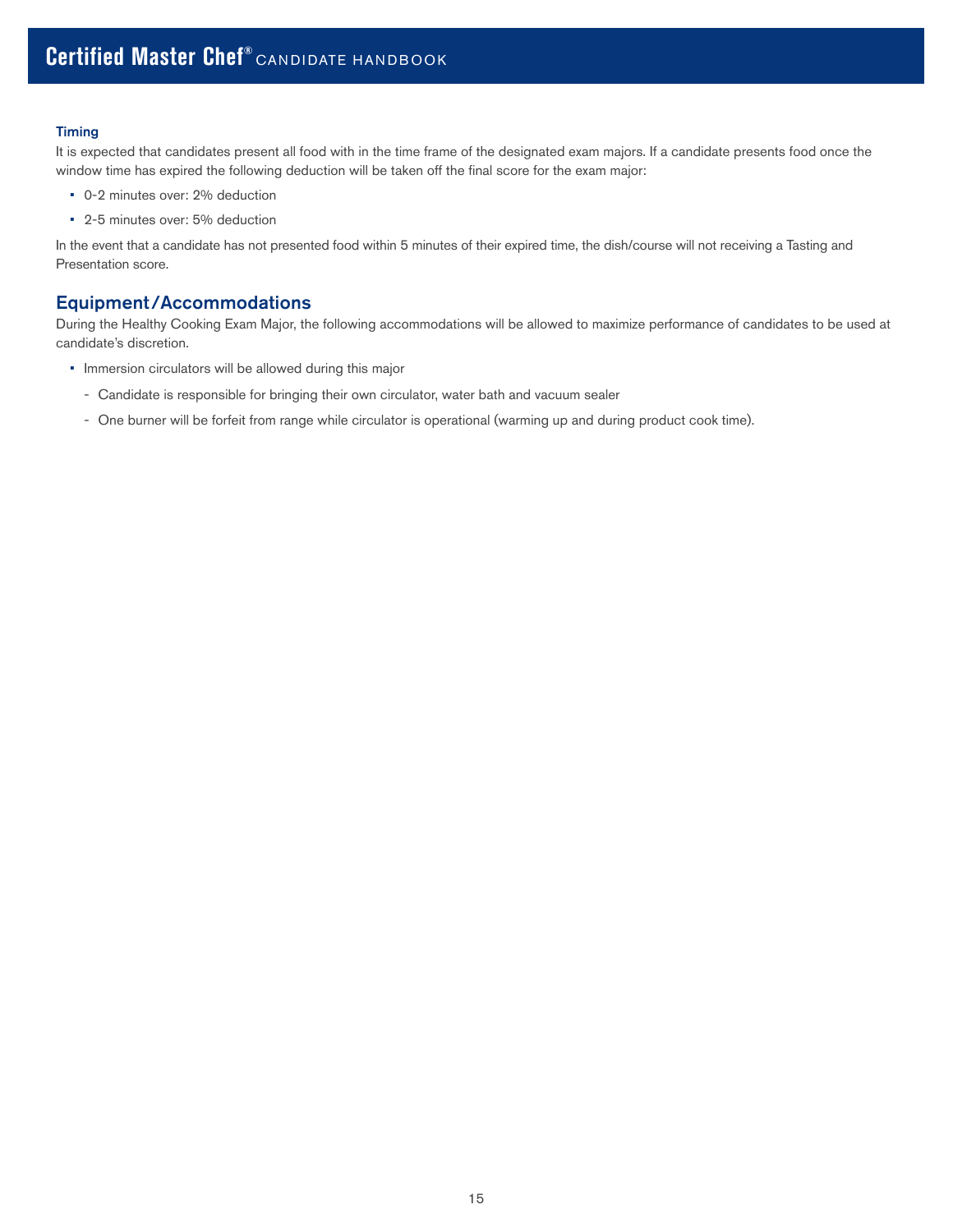### Timing

It is expected that candidates present all food with in the time frame of the designated exam majors. If a candidate presents food once the window time has expired the following deduction will be taken off the final score for the exam major:

- 0-2 minutes over: 2% deduction
- 2-5 minutes over: 5% deduction

In the event that a candidate has not presented food within 5 minutes of their expired time, the dish/course will not receiving a Tasting and Presentation score.

## Equipment/Accommodations

During the Healthy Cooking Exam Major, the following accommodations will be allowed to maximize performance of candidates to be used at candidate's discretion.

- Immersion circulators will be allowed during this major
  - Candidate is responsible for bringing their own circulator, water bath and vacuum sealer
  - One burner will be forfeit from range while circulator is operational (warming up and during product cook time).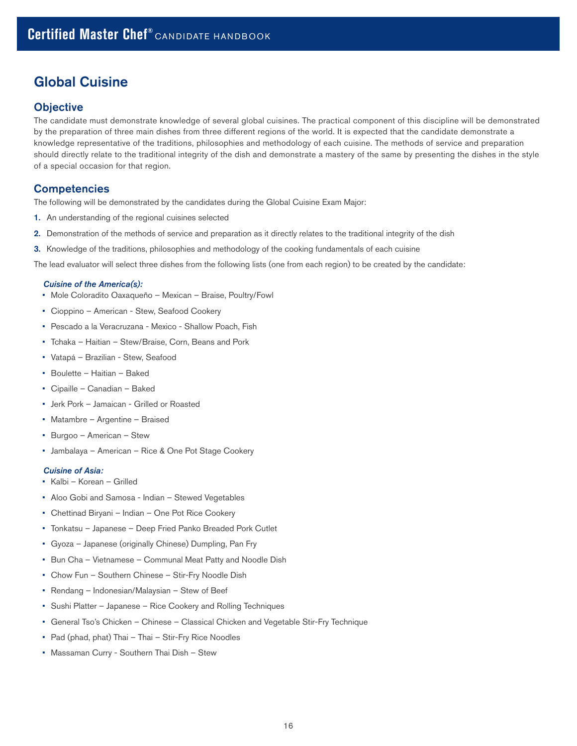# Global Cuisine

## Objective

The candidate must demonstrate knowledge of several global cuisines. The practical component of this discipline will be demonstrated by the preparation of three main dishes from three different regions of the world. It is expected that the candidate demonstrate a knowledge representative of the traditions, philosophies and methodology of each cuisine. The methods of service and preparation should directly relate to the traditional integrity of the dish and demonstrate a mastery of the same by presenting the dishes in the style of a special occasion for that region.

## Competencies

The following will be demonstrated by the candidates during the Global Cuisine Exam Major:

1. An understanding of the regional cuisines selected
2. Demonstration of the methods of service and preparation as it directly relates to the traditional integrity of the dish
3. Knowledge of the traditions, philosophies and methodology of the cooking fundamentals of each cuisine

The lead evaluator will select three dishes from the following lists (one from each region) to be created by the candidate:

***Cuisine of the America(s):***

- Mole Coloradito Oaxaqueño – Mexican – Braise, Poultry/Fowl
- Cioppino – American - Stew, Seafood Cookery
- Pescado a la Veracruzana - Mexico - Shallow Poach, Fish
- Tchaka – Haitian – Stew/Braise, Corn, Beans and Pork
- Vatapá – Brazilian - Stew, Seafood
- Boulette – Haitian – Baked
- Cipaille – Canadian – Baked
- Jerk Pork – Jamaican - Grilled or Roasted
- Matambre – Argentine – Braised
- Burgoo – American – Stew
- Jambalaya – American – Rice & One Pot Stage Cookery

***Cuisine of Asia:***

- Kalbi – Korean – Grilled
- Aloo Gobi and Samosa - Indian – Stewed Vegetables
- Chettinad Biryani – Indian – One Pot Rice Cookery
- Tonkatsu – Japanese – Deep Fried Panko Breaded Pork Cutlet
- Gyoza – Japanese (originally Chinese) Dumpling, Pan Fry
- Bun Cha – Vietnamese – Communal Meat Patty and Noodle Dish
- Chow Fun – Southern Chinese – Stir-Fry Noodle Dish
- Rendang – Indonesian/Malaysian – Stew of Beef
- Sushi Platter – Japanese – Rice Cookery and Rolling Techniques
- General Tso's Chicken – Chinese – Classical Chicken and Vegetable Stir-Fry Technique
- Pad (phad, phat) Thai – Thai – Stir-Fry Rice Noodles
- Massaman Curry - Southern Thai Dish – Stew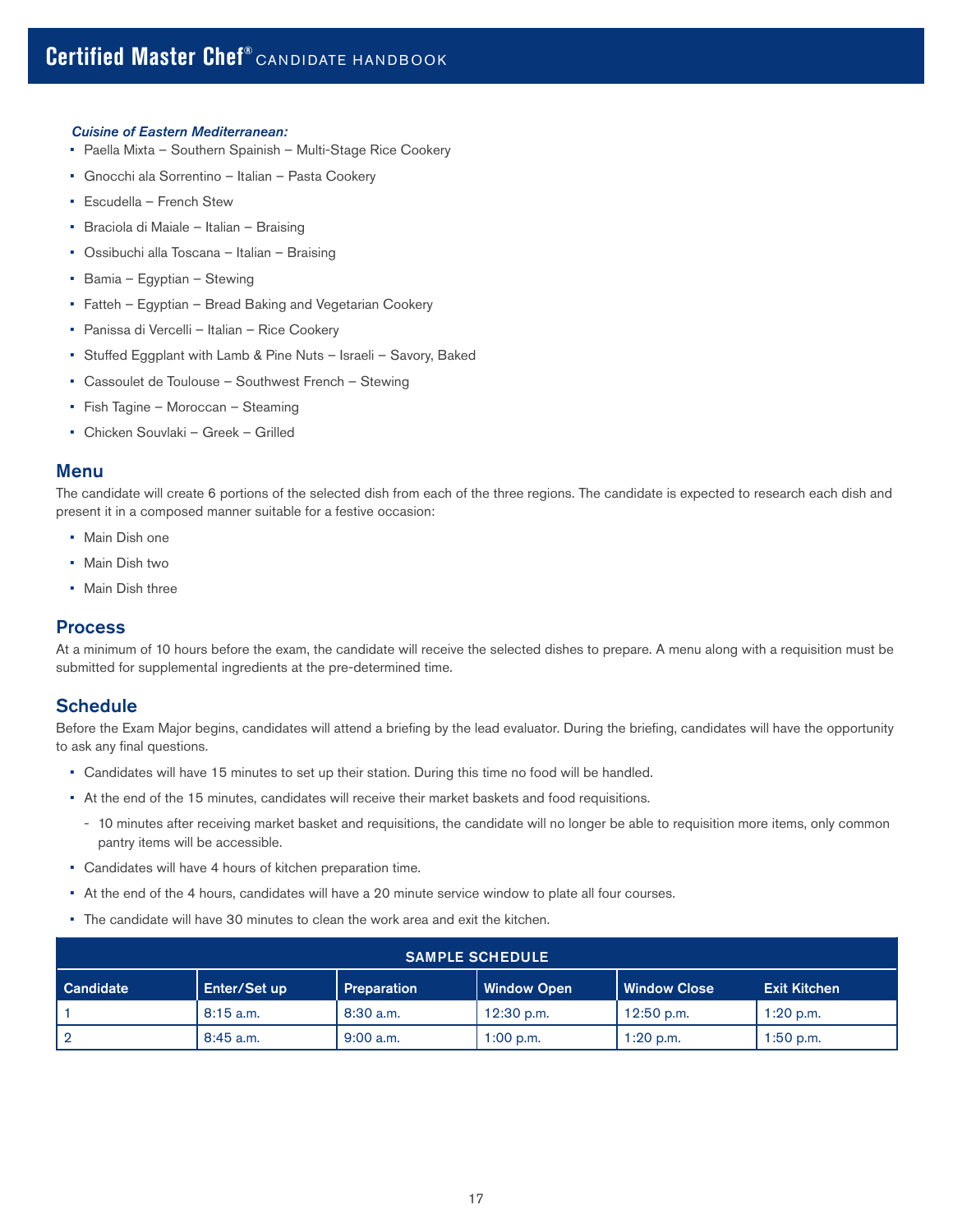*Cuisine of Eastern Mediterranean:*

- Paella Mixta – Southern Spainish – Multi-Stage Rice Cookery
- Gnocchi ala Sorrentino – Italian – Pasta Cookery
- Escudella – French Stew
- Braciola di Maiale – Italian – Braising
- Ossibuchi alla Toscana – Italian – Braising
- Bamia – Egyptian – Stewing
- Fatteh – Egyptian – Bread Baking and Vegetarian Cookery
- Panissa di Vercelli – Italian – Rice Cookery
- Stuffed Eggplant with Lamb & Pine Nuts – Israeli – Savory, Baked
- Cassoulet de Toulouse – Southwest French – Stewing
- Fish Tagine – Moroccan – Steaming
- Chicken Souvlaki – Greek – Grilled

## Menu

The candidate will create 6 portions of the selected dish from each of the three regions. The candidate is expected to research each dish and present it in a composed manner suitable for a festive occasion:

- Main Dish one
- Main Dish two
- Main Dish three

## Process

At a minimum of 10 hours before the exam, the candidate will receive the selected dishes to prepare. A menu along with a requisition must be submitted for supplemental ingredients at the pre-determined time.

## Schedule

Before the Exam Major begins, candidates will attend a briefing by the lead evaluator. During the briefing, candidates will have the opportunity to ask any final questions.

- Candidates will have 15 minutes to set up their station. During this time no food will be handled.
- At the end of the 15 minutes, candidates will receive their market baskets and food requisitions.
  - 10 minutes after receiving market basket and requisitions, the candidate will no longer be able to requisition more items, only common pantry items will be accessible.
- Candidates will have 4 hours of kitchen preparation time.
- At the end of the 4 hours, candidates will have a 20 minute service window to plate all four courses.
- The candidate will have 30 minutes to clean the work area and exit the kitchen.

| SAMPLE SCHEDULE | | | | | |
|---|---|---|---|---|---|
| Candidate | Enter/Set up | Preparation | Window Open | Window Close | Exit Kitchen |
| 1 | 8:15 a.m. | 8:30 a.m. | 12:30 p.m. | 12:50 p.m. | 1:20 p.m. |
| 2 | 8:45 a.m. | 9:00 a.m. | 1:00 p.m. | 1:20 p.m. | 1:50 p.m. |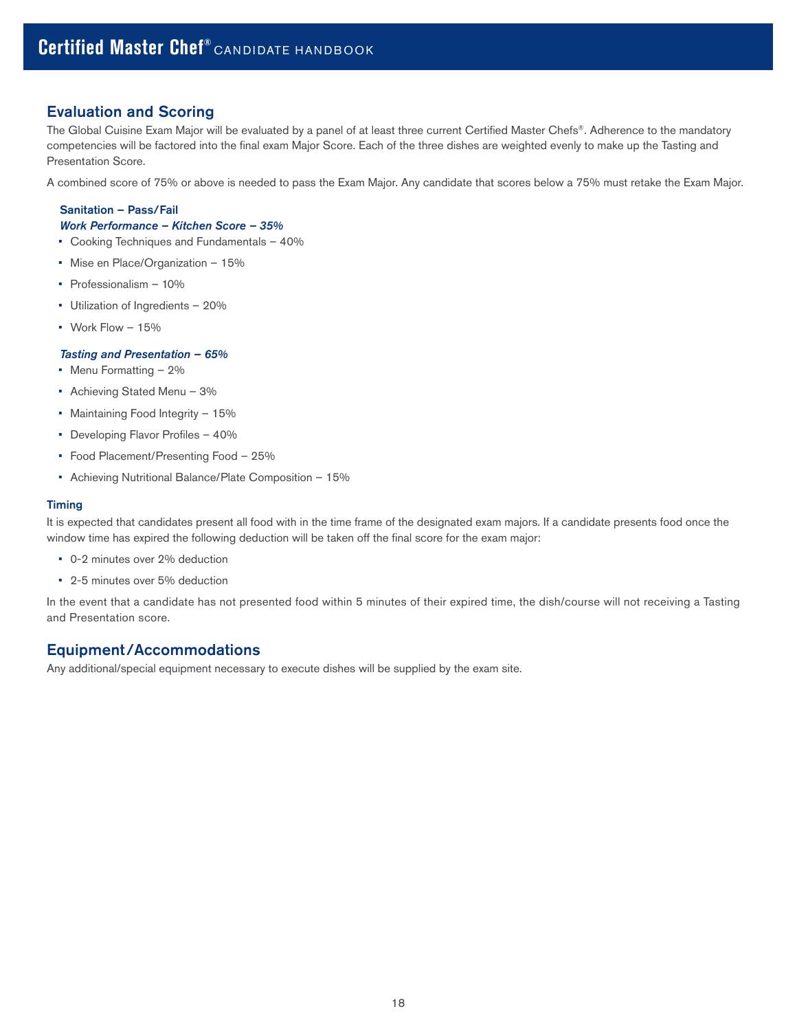## Evaluation and Scoring

The Global Cuisine Exam Major will be evaluated by a panel of at least three current Certified Master Chefs®. Adherence to the mandatory competencies will be factored into the final exam Major Score. Each of the three dishes are weighted evenly to make up the Tasting and Presentation Score.

A combined score of 75% or above is needed to pass the Exam Major. Any candidate that scores below a 75% must retake the Exam Major.

#### Sanitation – Pass/Fail

***Work Performance – Kitchen Score – 35%***

- Cooking Techniques and Fundamentals – 40%
- Mise en Place/Organization – 15%
- Professionalism – 10%
- Utilization of Ingredients – 20%
- Work Flow – 15%

***Tasting and Presentation – 65%***

- Menu Formatting – 2%
- Achieving Stated Menu – 3%
- Maintaining Food Integrity – 15%
- Developing Flavor Profiles – 40%
- Food Placement/Presenting Food – 25%
- Achieving Nutritional Balance/Plate Composition – 15%

#### Timing

It is expected that candidates present all food with in the time frame of the designated exam majors. If a candidate presents food once the window time has expired the following deduction will be taken off the final score for the exam major:

- 0-2 minutes over 2% deduction
- 2-5 minutes over 5% deduction

In the event that a candidate has not presented food within 5 minutes of their expired time, the dish/course will not receiving a Tasting and Presentation score.

## Equipment/Accommodations

Any additional/special equipment necessary to execute dishes will be supplied by the exam site.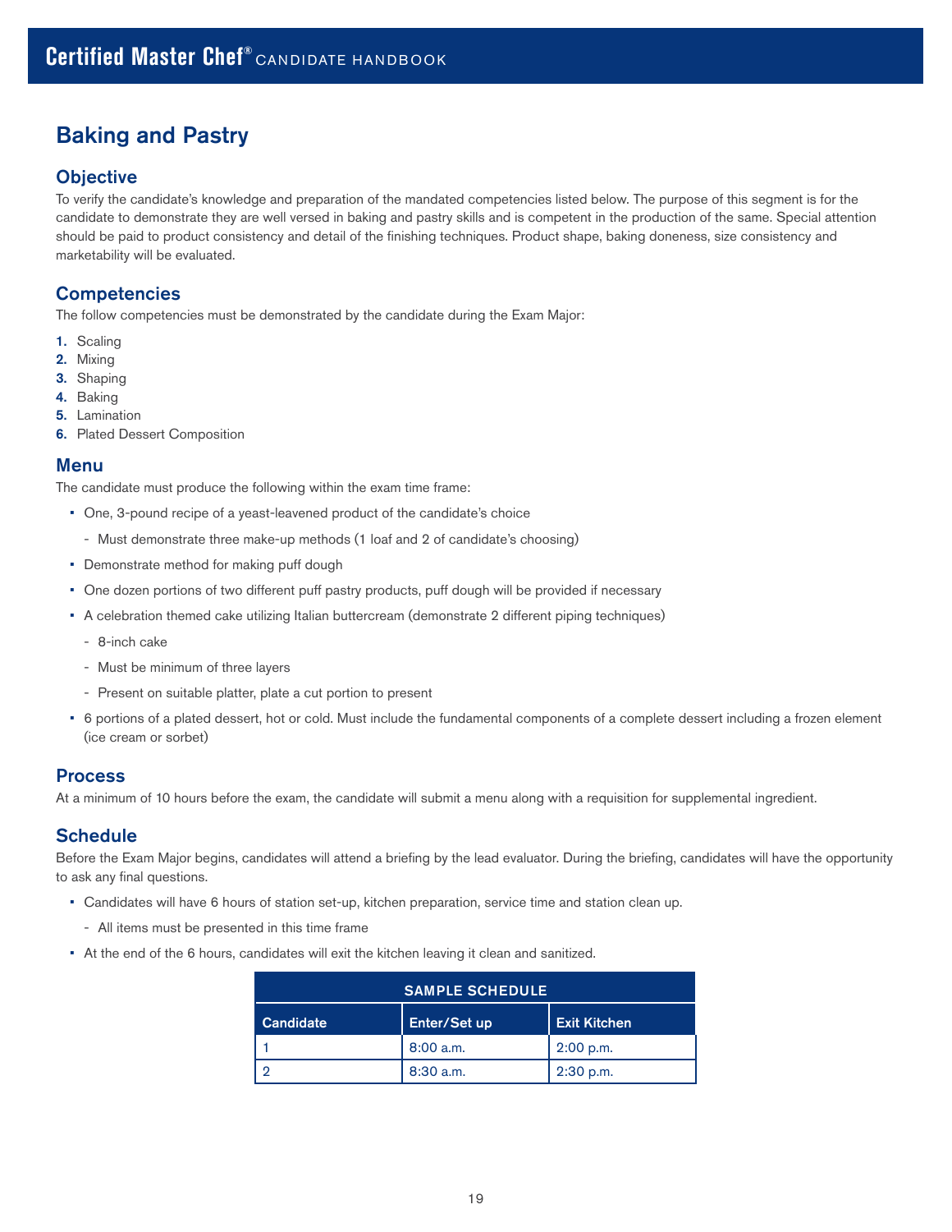# Baking and Pastry

## Objective

To verify the candidate's knowledge and preparation of the mandated competencies listed below. The purpose of this segment is for the candidate to demonstrate they are well versed in baking and pastry skills and is competent in the production of the same. Special attention should be paid to product consistency and detail of the finishing techniques. Product shape, baking doneness, size consistency and marketability will be evaluated.

## Competencies

The follow competencies must be demonstrated by the candidate during the Exam Major:

1. Scaling
2. Mixing
3. Shaping
4. Baking
5. Lamination
6. Plated Dessert Composition

## Menu

The candidate must produce the following within the exam time frame:

- One, 3-pound recipe of a yeast-leavened product of the candidate's choice
  - Must demonstrate three make-up methods (1 loaf and 2 of candidate's choosing)
- Demonstrate method for making puff dough
- One dozen portions of two different puff pastry products, puff dough will be provided if necessary
- A celebration themed cake utilizing Italian buttercream (demonstrate 2 different piping techniques)
  - 8-inch cake
  - Must be minimum of three layers
  - Present on suitable platter, plate a cut portion to present
- 6 portions of a plated dessert, hot or cold. Must include the fundamental components of a complete dessert including a frozen element (ice cream or sorbet)

## Process

At a minimum of 10 hours before the exam, the candidate will submit a menu along with a requisition for supplemental ingredient.

## Schedule

Before the Exam Major begins, candidates will attend a briefing by the lead evaluator. During the briefing, candidates will have the opportunity to ask any final questions.

- Candidates will have 6 hours of station set-up, kitchen preparation, service time and station clean up.
  - All items must be presented in this time frame
- At the end of the 6 hours, candidates will exit the kitchen leaving it clean and sanitized.

| SAMPLE SCHEDULE | | |
|---|---|---|
| **Candidate** | **Enter/Set up** | **Exit Kitchen** |
| 1 | 8:00 a.m. | 2:00 p.m. |
| 2 | 8:30 a.m. | 2:30 p.m. |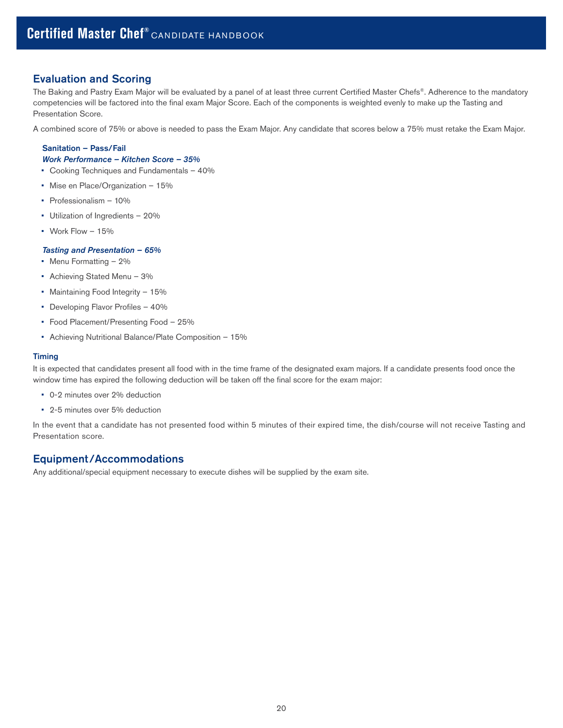## Evaluation and Scoring

The Baking and Pastry Exam Major will be evaluated by a panel of at least three current Certified Master Chefs®. Adherence to the mandatory competencies will be factored into the final exam Major Score. Each of the components is weighted evenly to make up the Tasting and Presentation Score.

A combined score of 75% or above is needed to pass the Exam Major. Any candidate that scores below a 75% must retake the Exam Major.

**Sanitation – Pass/Fail**

***Work Performance – Kitchen Score – 35%***

- Cooking Techniques and Fundamentals – 40%
- Mise en Place/Organization – 15%
- Professionalism – 10%
- Utilization of Ingredients – 20%
- Work Flow – 15%

***Tasting and Presentation – 65%***

- Menu Formatting – 2%
- Achieving Stated Menu – 3%
- Maintaining Food Integrity – 15%
- Developing Flavor Profiles – 40%
- Food Placement/Presenting Food – 25%
- Achieving Nutritional Balance/Plate Composition – 15%

### Timing

It is expected that candidates present all food with in the time frame of the designated exam majors. If a candidate presents food once the window time has expired the following deduction will be taken off the final score for the exam major:

- 0-2 minutes over 2% deduction
- 2-5 minutes over 5% deduction

In the event that a candidate has not presented food within 5 minutes of their expired time, the dish/course will not receive Tasting and Presentation score.

## Equipment/Accommodations

Any additional/special equipment necessary to execute dishes will be supplied by the exam site.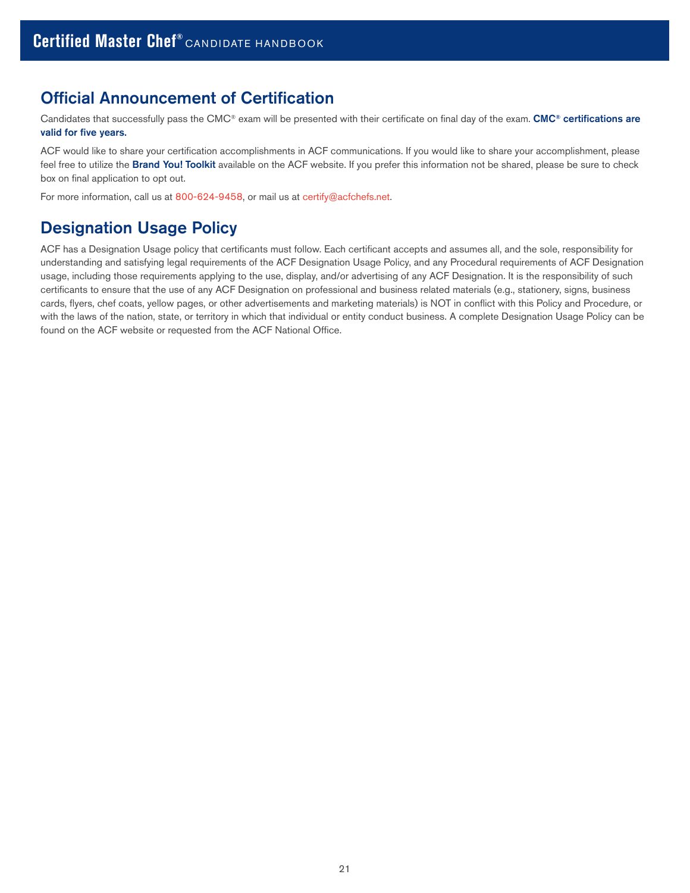## Official Announcement of Certification

Candidates that successfully pass the CMC® exam will be presented with their certificate on final day of the exam. **CMC® certifications are valid for five years.**

ACF would like to share your certification accomplishments in ACF communications. If you would like to share your accomplishment, please feel free to utilize the **Brand You! Toolkit** available on the ACF website. If you prefer this information not be shared, please be sure to check box on final application to opt out.

For more information, call us at 800-624-9458, or mail us at certify@acfchefs.net.

## Designation Usage Policy

ACF has a Designation Usage policy that certificants must follow. Each certificant accepts and assumes all, and the sole, responsibility for understanding and satisfying legal requirements of the ACF Designation Usage Policy, and any Procedural requirements of ACF Designation usage, including those requirements applying to the use, display, and/or advertising of any ACF Designation. It is the responsibility of such certificants to ensure that the use of any ACF Designation on professional and business related materials (e.g., stationery, signs, business cards, flyers, chef coats, yellow pages, or other advertisements and marketing materials) is NOT in conflict with this Policy and Procedure, or with the laws of the nation, state, or territory in which that individual or entity conduct business. A complete Designation Usage Policy can be found on the ACF website or requested from the ACF National Office.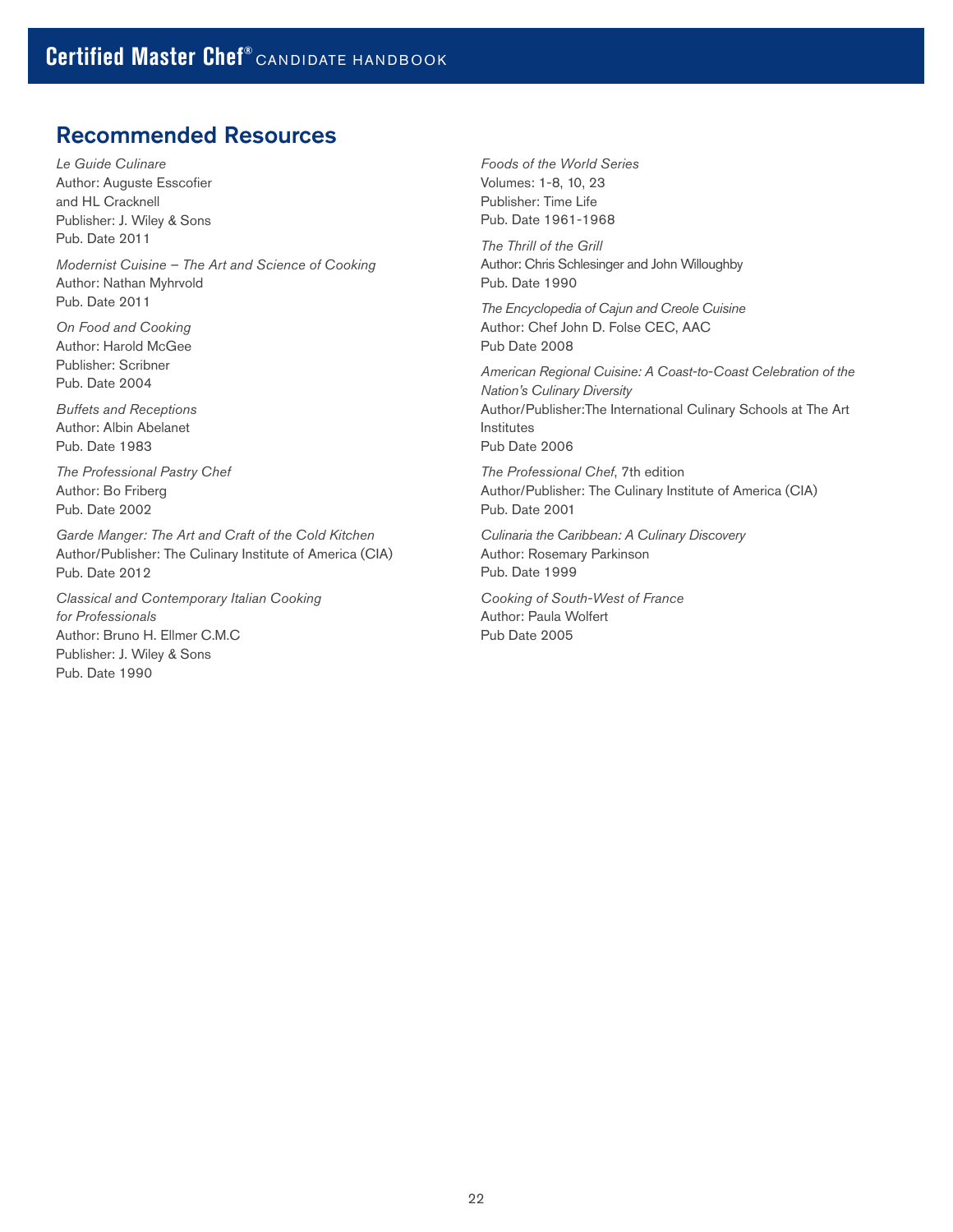## Recommended Resources

*Le Guide Culinare*
Author: Auguste Esscofier
and HL Cracknell
Publisher: J. Wiley & Sons
Pub. Date 2011

*Modernist Cuisine – The Art and Science of Cooking*
Author: Nathan Myhrvold
Pub. Date 2011

*On Food and Cooking*
Author: Harold McGee
Publisher: Scribner
Pub. Date 2004

*Buffets and Receptions*
Author: Albin Abelanet
Pub. Date 1983

*The Professional Pastry Chef*
Author: Bo Friberg
Pub. Date 2002

*Garde Manger: The Art and Craft of the Cold Kitchen*
Author/Publisher: The Culinary Institute of America (CIA)
Pub. Date 2012

*Classical and Contemporary Italian Cooking for Professionals*
Author: Bruno H. Ellmer C.M.C
Publisher: J. Wiley & Sons
Pub. Date 1990

*Foods of the World Series*
Volumes: 1-8, 10, 23
Publisher: Time Life
Pub. Date 1961-1968

*The Thrill of the Grill*
Author: Chris Schlesinger and John Willoughby
Pub. Date 1990

*The Encyclopedia of Cajun and Creole Cuisine*
Author: Chef John D. Folse CEC, AAC
Pub Date 2008

*American Regional Cuisine: A Coast-to-Coast Celebration of the Nation's Culinary Diversity*
Author/Publisher:The International Culinary Schools at The Art Institutes
Pub Date 2006

*The Professional Chef*, 7th edition
Author/Publisher: The Culinary Institute of America (CIA)
Pub. Date 2001

*Culinaria the Caribbean: A Culinary Discovery*
Author: Rosemary Parkinson
Pub. Date 1999

*Cooking of South-West of France*
Author: Paula Wolfert
Pub Date 2005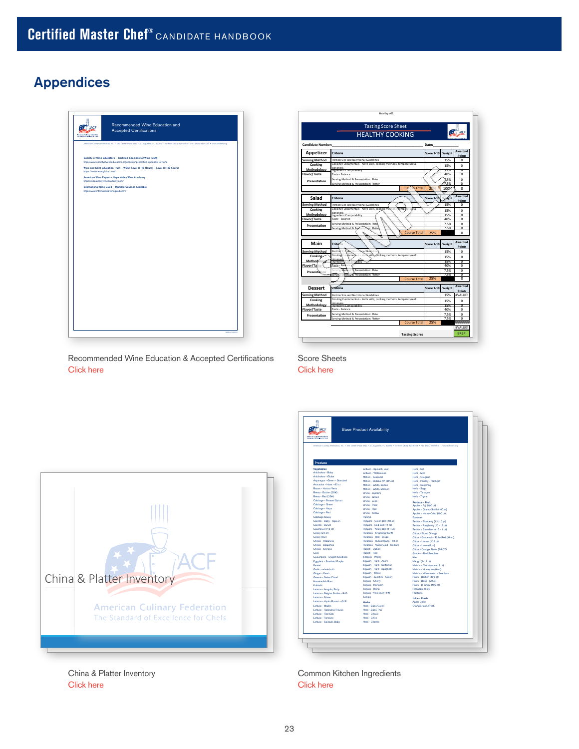# Appendices

Recommended Wine Education & Accepted Certifications

Click here

Score Sheets

Click here

China & Platter Inventory

Click here

Common Kitchen Ingredients

Click here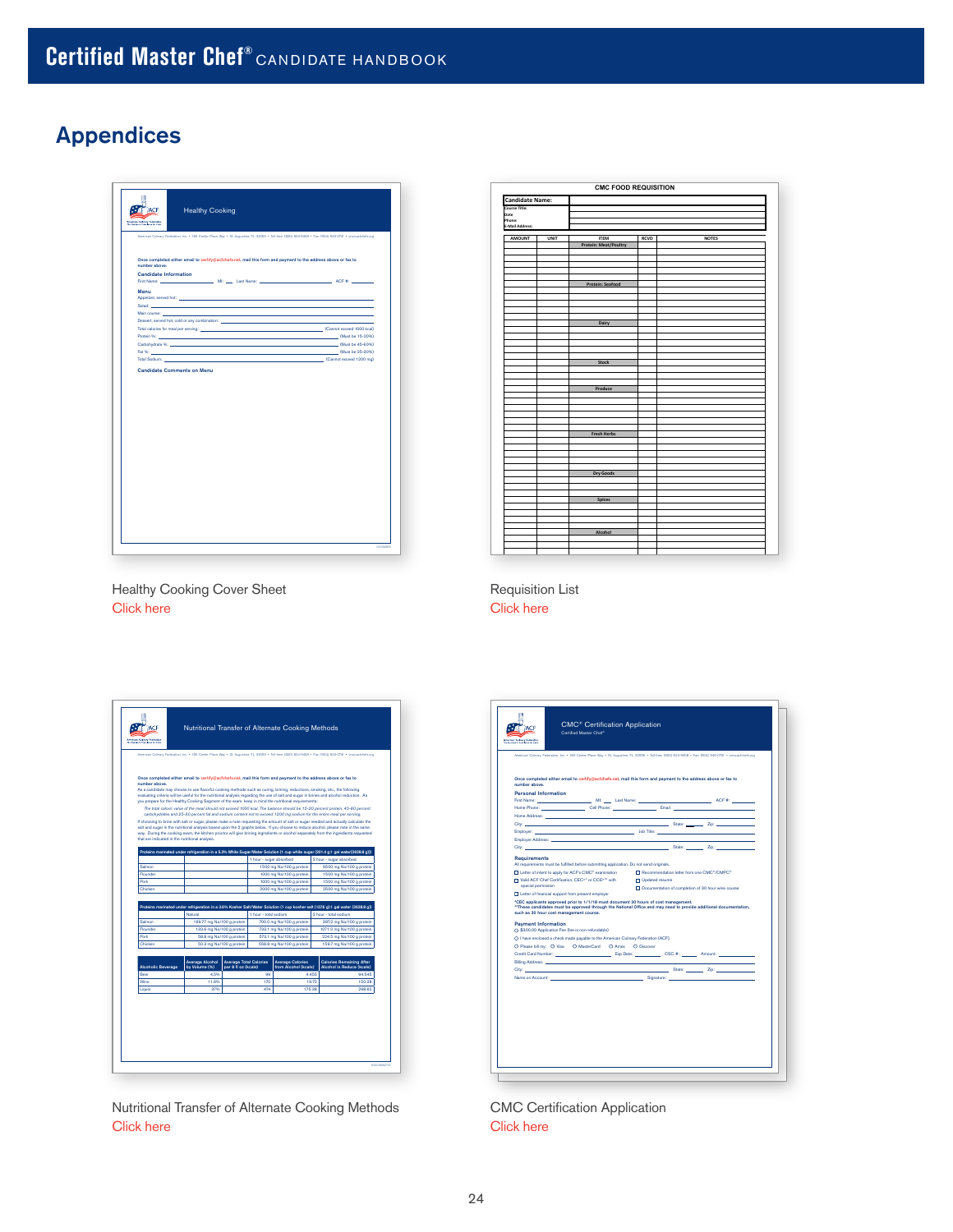## Appendices

Healthy Cooking Cover Sheet
Click here

Requisition List
Click here

Nutritional Transfer of Alternate Cooking Methods
Click here

CMC Certification Application
Click here